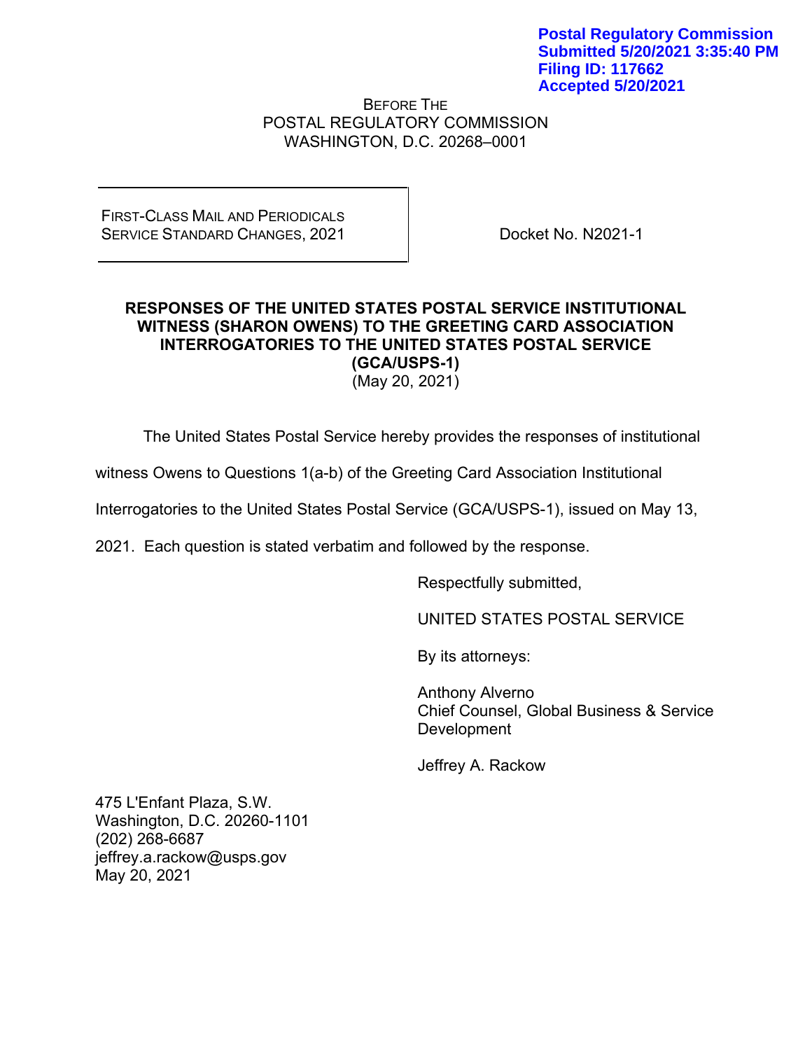**Postal Regulatory Commission**
**Submitted 5/20/2021 3:35:40 PM**
**Filing ID: 117662**
**Accepted 5/20/2021**

BEFORE THE
POSTAL REGULATORY COMMISSION
WASHINGTON, D.C. 20268–0001

| FIRST-CLASS MAIL AND PERIODICALS SERVICE STANDARD CHANGES, 2021 | Docket No. N2021-1 |
| --- | --- |

**RESPONSES OF THE UNITED STATES POSTAL SERVICE INSTITUTIONAL WITNESS (SHARON OWENS) TO THE GREETING CARD ASSOCIATION INTERROGATORIES TO THE UNITED STATES POSTAL SERVICE (GCA/USPS-1)**
(May 20, 2021)

The United States Postal Service hereby provides the responses of institutional witness Owens to Questions 1(a-b) of the Greeting Card Association Institutional Interrogatories to the United States Postal Service (GCA/USPS-1), issued on May 13, 2021. Each question is stated verbatim and followed by the response.

Respectfully submitted,

UNITED STATES POSTAL SERVICE

By its attorneys:

Anthony Alverno
Chief Counsel, Global Business & Service Development

Jeffrey A. Rackow

475 L'Enfant Plaza, S.W.
Washington, D.C. 20260-1101
(202) 268-6687
jeffrey.a.rackow@usps.gov
May 20, 2021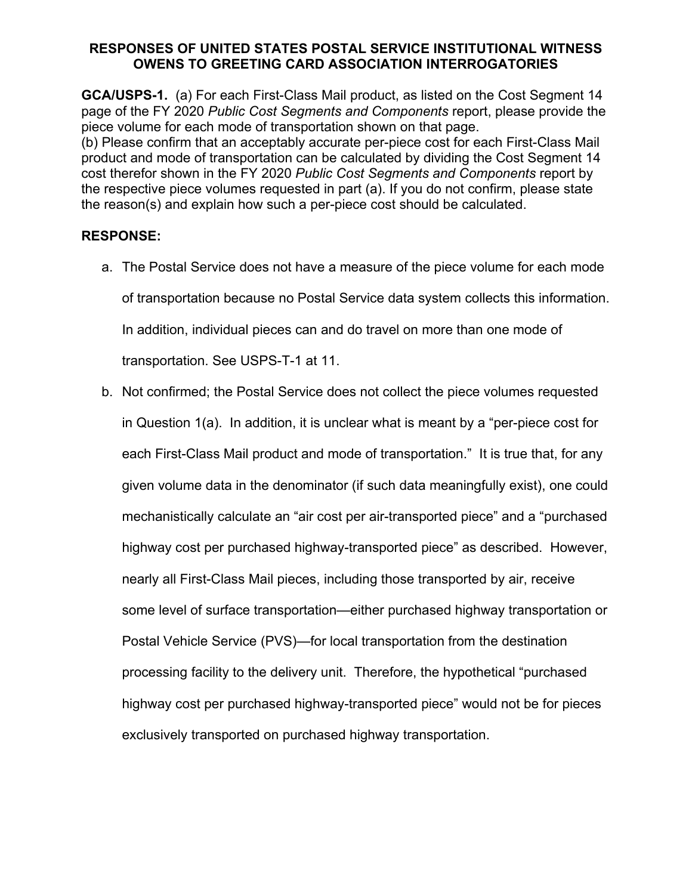**RESPONSES OF UNITED STATES POSTAL SERVICE INSTITUTIONAL WITNESS OWENS TO GREETING CARD ASSOCIATION INTERROGATORIES**

**GCA/USPS-1.** (a) For each First-Class Mail product, as listed on the Cost Segment 14 page of the FY 2020 *Public Cost Segments and Components* report, please provide the piece volume for each mode of transportation shown on that page.
(b) Please confirm that an acceptably accurate per-piece cost for each First-Class Mail product and mode of transportation can be calculated by dividing the Cost Segment 14 cost therefor shown in the FY 2020 *Public Cost Segments and Components* report by the respective piece volumes requested in part (a). If you do not confirm, please state the reason(s) and explain how such a per-piece cost should be calculated.

**RESPONSE:**

a. The Postal Service does not have a measure of the piece volume for each mode of transportation because no Postal Service data system collects this information. In addition, individual pieces can and do travel on more than one mode of transportation. See USPS-T-1 at 11.

b. Not confirmed; the Postal Service does not collect the piece volumes requested in Question 1(a). In addition, it is unclear what is meant by a "per-piece cost for each First-Class Mail product and mode of transportation." It is true that, for any given volume data in the denominator (if such data meaningfully exist), one could mechanistically calculate an "air cost per air-transported piece" and a "purchased highway cost per purchased highway-transported piece" as described. However, nearly all First-Class Mail pieces, including those transported by air, receive some level of surface transportation—either purchased highway transportation or Postal Vehicle Service (PVS)—for local transportation from the destination processing facility to the delivery unit. Therefore, the hypothetical "purchased highway cost per purchased highway-transported piece" would not be for pieces exclusively transported on purchased highway transportation.